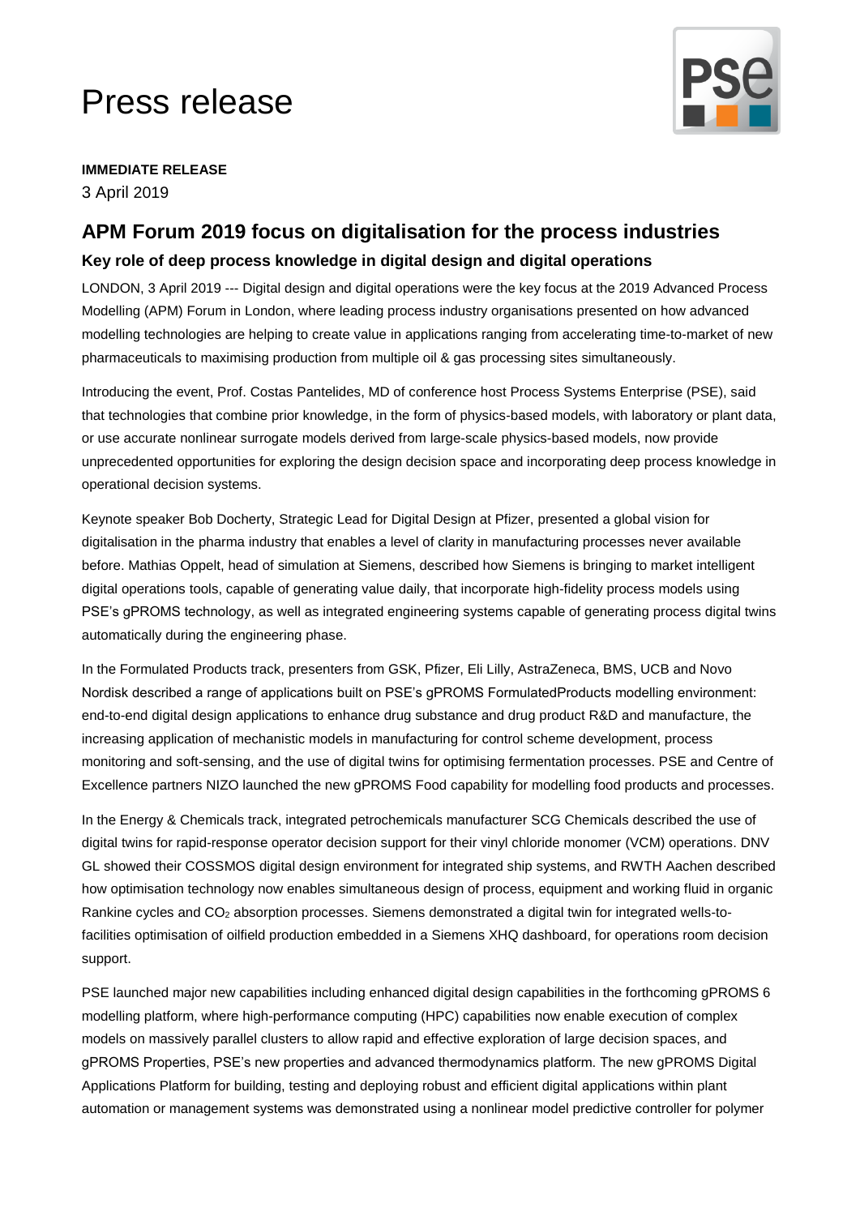# Press release

**IMMEDIATE RELEASE**

3 April 2019

## APM Forum 2019 focus on digitalisation for the process industries

### Key role of deep process knowledge in digital design and digital operations

LONDON, 3 April 2019 --- Digital design and digital operations were the key focus at the 2019 Advanced Process Modelling (APM) Forum in London, where leading process industry organisations presented on how advanced modelling technologies are helping to create value in applications ranging from accelerating time-to-market of new pharmaceuticals to maximising production from multiple oil & gas processing sites simultaneously.

Introducing the event, Prof. Costas Pantelides, MD of conference host Process Systems Enterprise (PSE), said that technologies that combine prior knowledge, in the form of physics-based models, with laboratory or plant data, or use accurate nonlinear surrogate models derived from large-scale physics-based models, now provide unprecedented opportunities for exploring the design decision space and incorporating deep process knowledge in operational decision systems.

Keynote speaker Bob Docherty, Strategic Lead for Digital Design at Pfizer, presented a global vision for digitalisation in the pharma industry that enables a level of clarity in manufacturing processes never available before. Mathias Oppelt, head of simulation at Siemens, described how Siemens is bringing to market intelligent digital operations tools, capable of generating value daily, that incorporate high-fidelity process models using PSE's gPROMS technology, as well as integrated engineering systems capable of generating process digital twins automatically during the engineering phase.

In the Formulated Products track, presenters from GSK, Pfizer, Eli Lilly, AstraZeneca, BMS, UCB and Novo Nordisk described a range of applications built on PSE's gPROMS FormulatedProducts modelling environment: end-to-end digital design applications to enhance drug substance and drug product R&D and manufacture, the increasing application of mechanistic models in manufacturing for control scheme development, process monitoring and soft-sensing, and the use of digital twins for optimising fermentation processes. PSE and Centre of Excellence partners NIZO launched the new gPROMS Food capability for modelling food products and processes.

In the Energy & Chemicals track, integrated petrochemicals manufacturer SCG Chemicals described the use of digital twins for rapid-response operator decision support for their vinyl chloride monomer (VCM) operations. DNV GL showed their COSSMOS digital design environment for integrated ship systems, and RWTH Aachen described how optimisation technology now enables simultaneous design of process, equipment and working fluid in organic Rankine cycles and $CO_2$ absorption processes. Siemens demonstrated a digital twin for integrated wells-to-facilities optimisation of oilfield production embedded in a Siemens XHQ dashboard, for operations room decision support.

PSE launched major new capabilities including enhanced digital design capabilities in the forthcoming gPROMS 6 modelling platform, where high-performance computing (HPC) capabilities now enable execution of complex models on massively parallel clusters to allow rapid and effective exploration of large decision spaces, and gPROMS Properties, PSE's new properties and advanced thermodynamics platform. The new gPROMS Digital Applications Platform for building, testing and deploying robust and efficient digital applications within plant automation or management systems was demonstrated using a nonlinear model predictive controller for polymer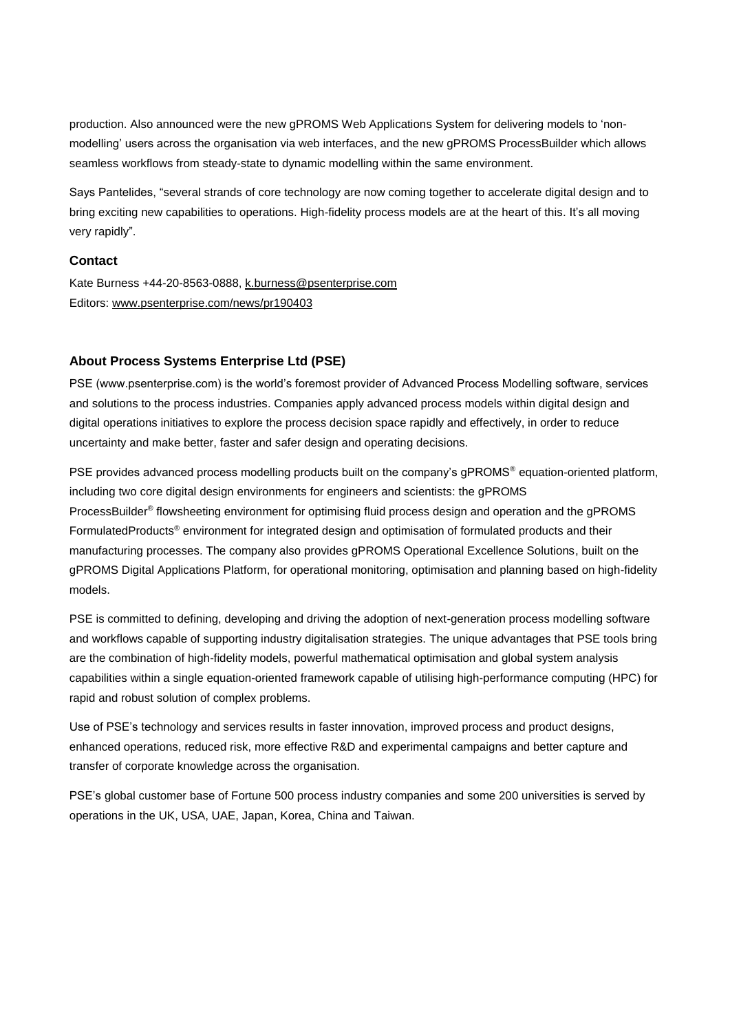production. Also announced were the new gPROMS Web Applications System for delivering models to 'non-modelling' users across the organisation via web interfaces, and the new gPROMS ProcessBuilder which allows seamless workflows from steady-state to dynamic modelling within the same environment.

Says Pantelides, "several strands of core technology are now coming together to accelerate digital design and to bring exciting new capabilities to operations. High-fidelity process models are at the heart of this. It's all moving very rapidly".

### Contact

Kate Burness +44-20-8563-0888, k.burness@psenterprise.com
Editors: www.psenterprise.com/news/pr190403

### About Process Systems Enterprise Ltd (PSE)

PSE (www.psenterprise.com) is the world's foremost provider of Advanced Process Modelling software, services and solutions to the process industries. Companies apply advanced process models within digital design and digital operations initiatives to explore the process decision space rapidly and effectively, in order to reduce uncertainty and make better, faster and safer design and operating decisions.

PSE provides advanced process modelling products built on the company's gPROMS® equation-oriented platform, including two core digital design environments for engineers and scientists: the gPROMS ProcessBuilder® flowsheeting environment for optimising fluid process design and operation and the gPROMS FormulatedProducts® environment for integrated design and optimisation of formulated products and their manufacturing processes. The company also provides gPROMS Operational Excellence Solutions, built on the gPROMS Digital Applications Platform, for operational monitoring, optimisation and planning based on high-fidelity models.

PSE is committed to defining, developing and driving the adoption of next-generation process modelling software and workflows capable of supporting industry digitalisation strategies. The unique advantages that PSE tools bring are the combination of high-fidelity models, powerful mathematical optimisation and global system analysis capabilities within a single equation-oriented framework capable of utilising high-performance computing (HPC) for rapid and robust solution of complex problems.

Use of PSE's technology and services results in faster innovation, improved process and product designs, enhanced operations, reduced risk, more effective R&D and experimental campaigns and better capture and transfer of corporate knowledge across the organisation.

PSE's global customer base of Fortune 500 process industry companies and some 200 universities is served by operations in the UK, USA, UAE, Japan, Korea, China and Taiwan.